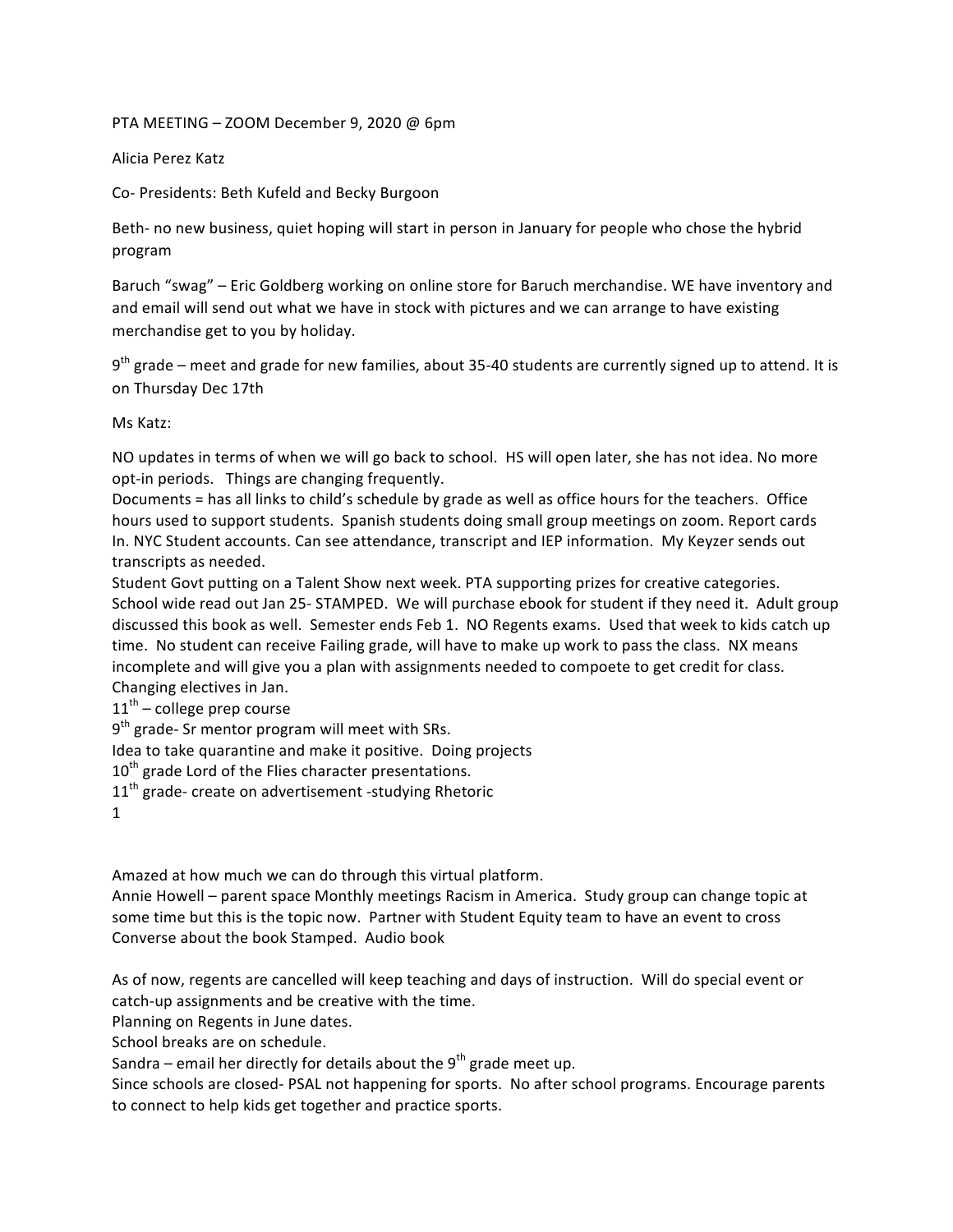PTA MEETING – ZOOM December 9, 2020 @ 6pm

Alicia Perez Katz

Co- Presidents: Beth Kufeld and Becky Burgoon

Beth- no new business, quiet hoping will start in person in January for people who chose the hybrid program

Baruch "swag" – Eric Goldberg working on online store for Baruch merchandise. WE have inventory and and email will send out what we have in stock with pictures and we can arrange to have existing merchandise get to you by holiday.

9th grade – meet and grade for new families, about 35-40 students are currently signed up to attend. It is on Thursday Dec 17th

Ms Katz:

NO updates in terms of when we will go back to school. HS will open later, she has not idea. No more opt-in periods. Things are changing frequently.
Documents = has all links to child's schedule by grade as well as office hours for the teachers. Office hours used to support students. Spanish students doing small group meetings on zoom. Report cards In. NYC Student accounts. Can see attendance, transcript and IEP information. My Keyzer sends out transcripts as needed.
Student Govt putting on a Talent Show next week. PTA supporting prizes for creative categories.
School wide read out Jan 25- STAMPED. We will purchase ebook for student if they need it. Adult group discussed this book as well. Semester ends Feb 1. NO Regents exams. Used that week to kids catch up time. No student can receive Failing grade, will have to make up work to pass the class. NX means incomplete and will give you a plan with assignments needed to compoete to get credit for class.
Changing electives in Jan.
11th – college prep course
9th grade- Sr mentor program will meet with SRs.
Idea to take quarantine and make it positive. Doing projects
10th grade Lord of the Flies character presentations.
11th grade- create on advertisement -studying Rhetoric

Amazed at how much we can do through this virtual platform.
Annie Howell – parent space Monthly meetings Racism in America. Study group can change topic at some time but this is the topic now. Partner with Student Equity team to have an event to cross Converse about the book Stamped. Audio book

As of now, regents are cancelled will keep teaching and days of instruction. Will do special event or catch-up assignments and be creative with the time.
Planning on Regents in June dates.
School breaks are on schedule.
Sandra – email her directly for details about the 9th grade meet up.
Since schools are closed- PSAL not happening for sports. No after school programs. Encourage parents to connect to help kids get together and practice sports.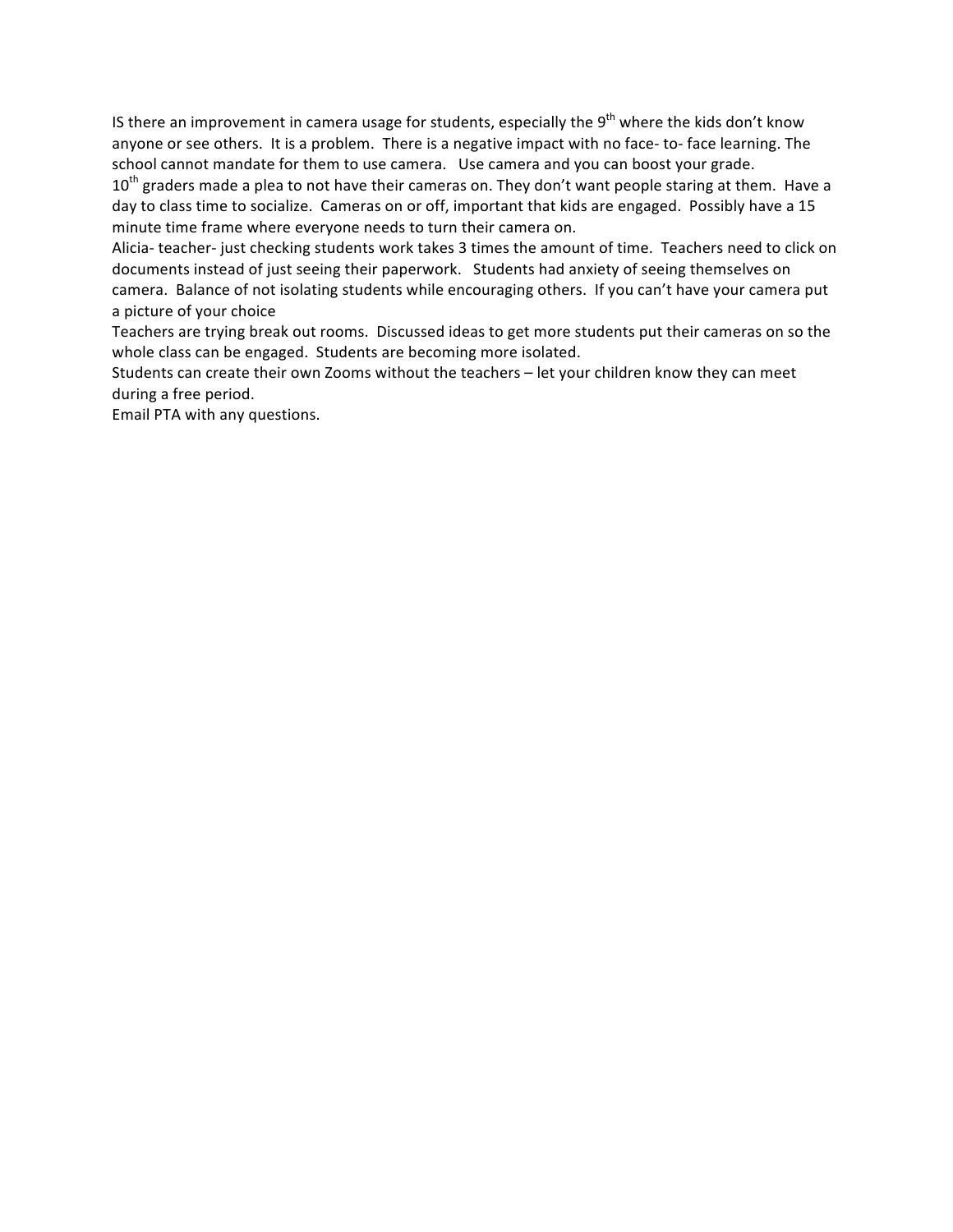IS there an improvement in camera usage for students, especially the 9th where the kids don't know anyone or see others. It is a problem. There is a negative impact with no face- to- face learning. The school cannot mandate for them to use camera. Use camera and you can boost your grade.

10th graders made a plea to not have their cameras on. They don't want people staring at them. Have a day to class time to socialize. Cameras on or off, important that kids are engaged. Possibly have a 15 minute time frame where everyone needs to turn their camera on.

Alicia- teacher- just checking students work takes 3 times the amount of time. Teachers need to click on documents instead of just seeing their paperwork. Students had anxiety of seeing themselves on camera. Balance of not isolating students while encouraging others. If you can't have your camera put a picture of your choice

Teachers are trying break out rooms. Discussed ideas to get more students put their cameras on so the whole class can be engaged. Students are becoming more isolated.

Students can create their own Zooms without the teachers – let your children know they can meet during a free period.

Email PTA with any questions.